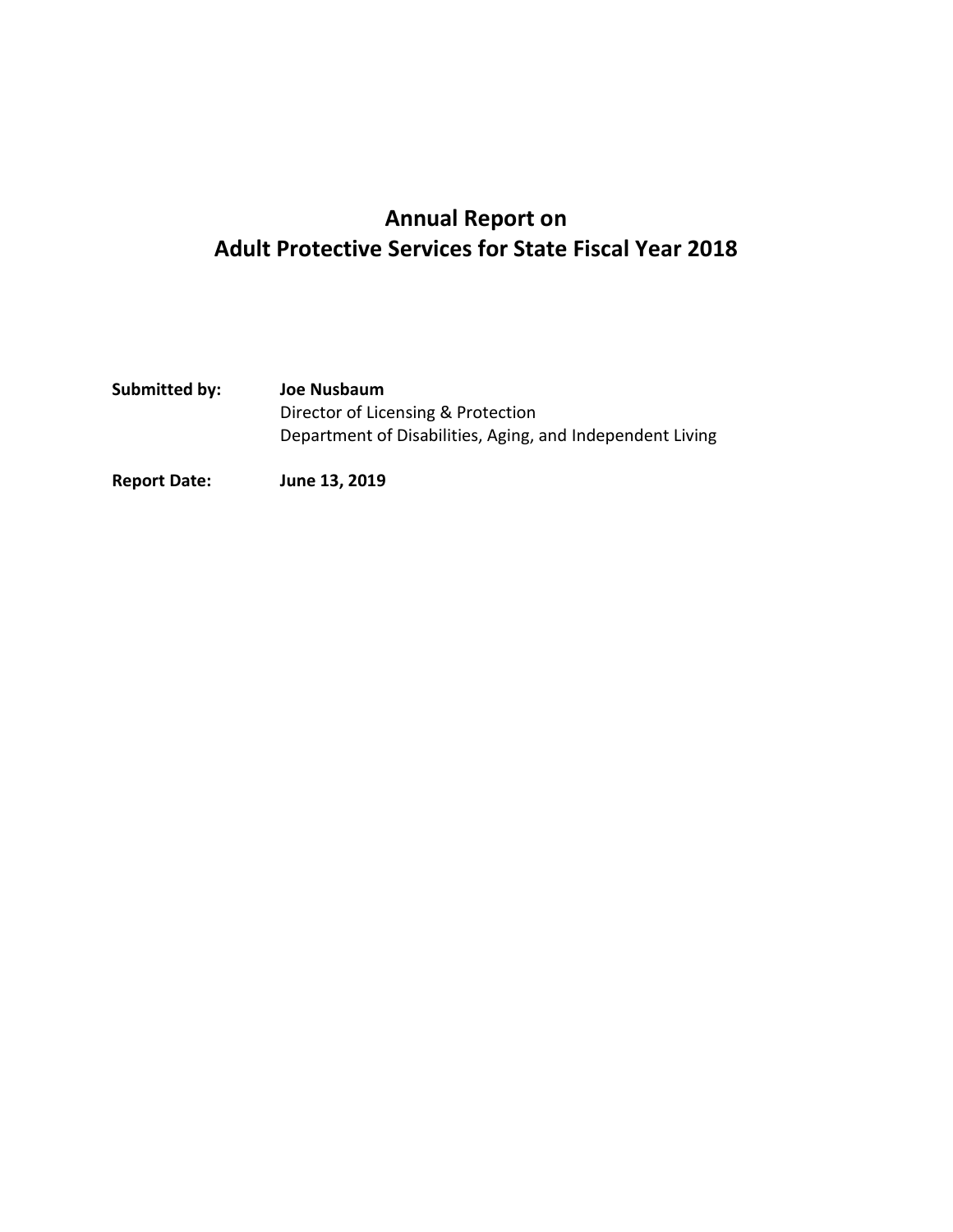# Annual Report on
# Adult Protective Services for State Fiscal Year 2018

**Submitted by:** **Joe Nusbaum**
Director of Licensing & Protection
Department of Disabilities, Aging, and Independent Living

**Report Date:** **June 13, 2019**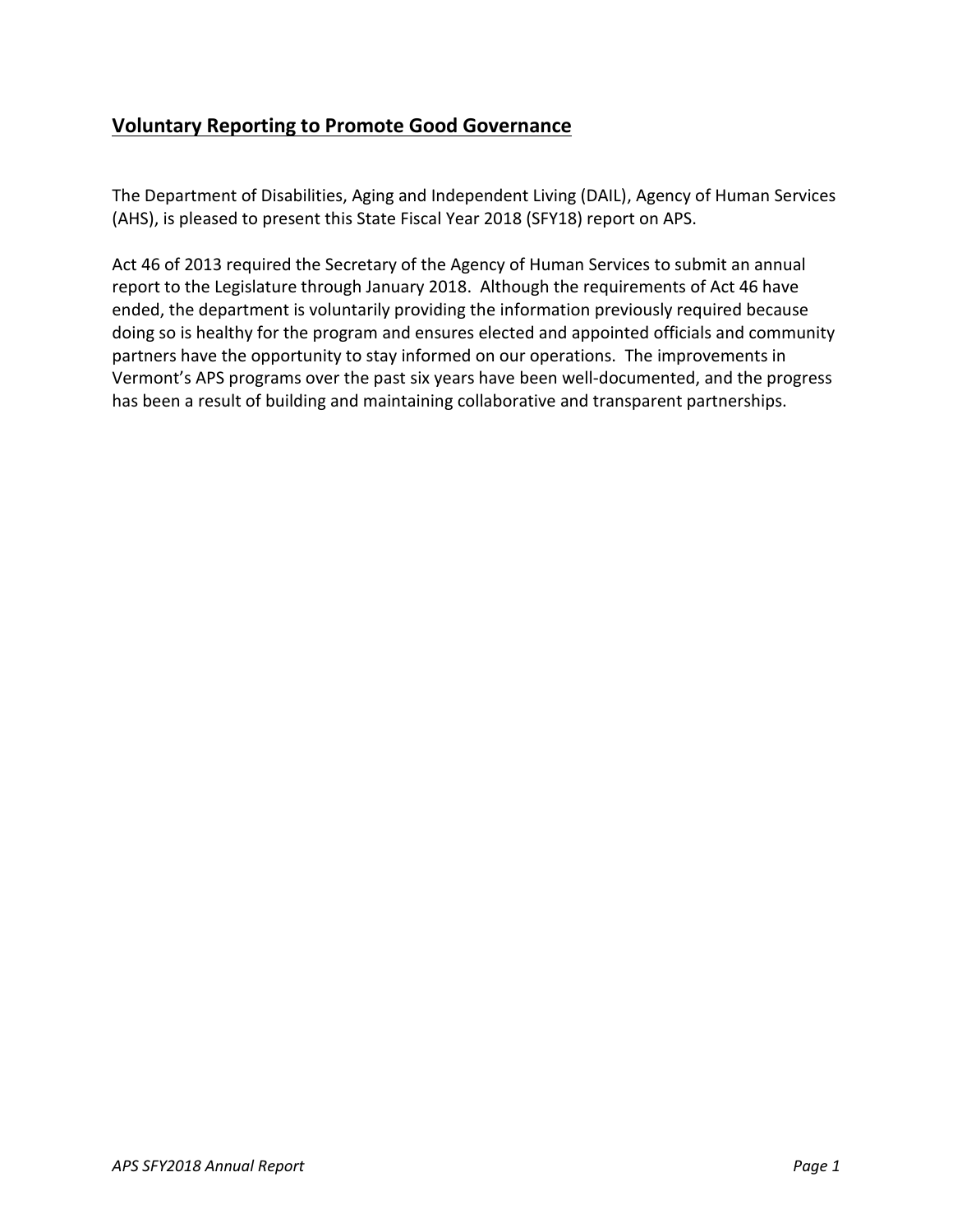## Voluntary Reporting to Promote Good Governance

The Department of Disabilities, Aging and Independent Living (DAIL), Agency of Human Services (AHS), is pleased to present this State Fiscal Year 2018 (SFY18) report on APS.

Act 46 of 2013 required the Secretary of the Agency of Human Services to submit an annual report to the Legislature through January 2018. Although the requirements of Act 46 have ended, the department is voluntarily providing the information previously required because doing so is healthy for the program and ensures elected and appointed officials and community partners have the opportunity to stay informed on our operations. The improvements in Vermont's APS programs over the past six years have been well-documented, and the progress has been a result of building and maintaining collaborative and transparent partnerships.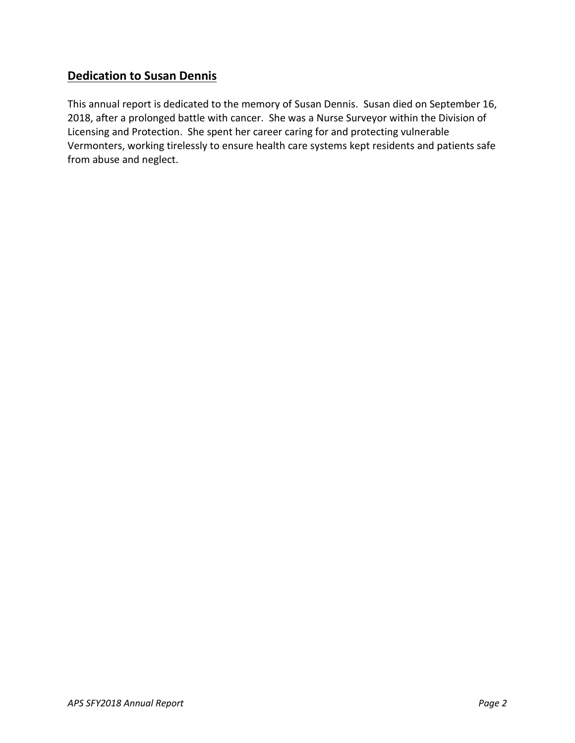## Dedication to Susan Dennis

This annual report is dedicated to the memory of Susan Dennis. Susan died on September 16, 2018, after a prolonged battle with cancer. She was a Nurse Surveyor within the Division of Licensing and Protection. She spent her career caring for and protecting vulnerable Vermonters, working tirelessly to ensure health care systems kept residents and patients safe from abuse and neglect.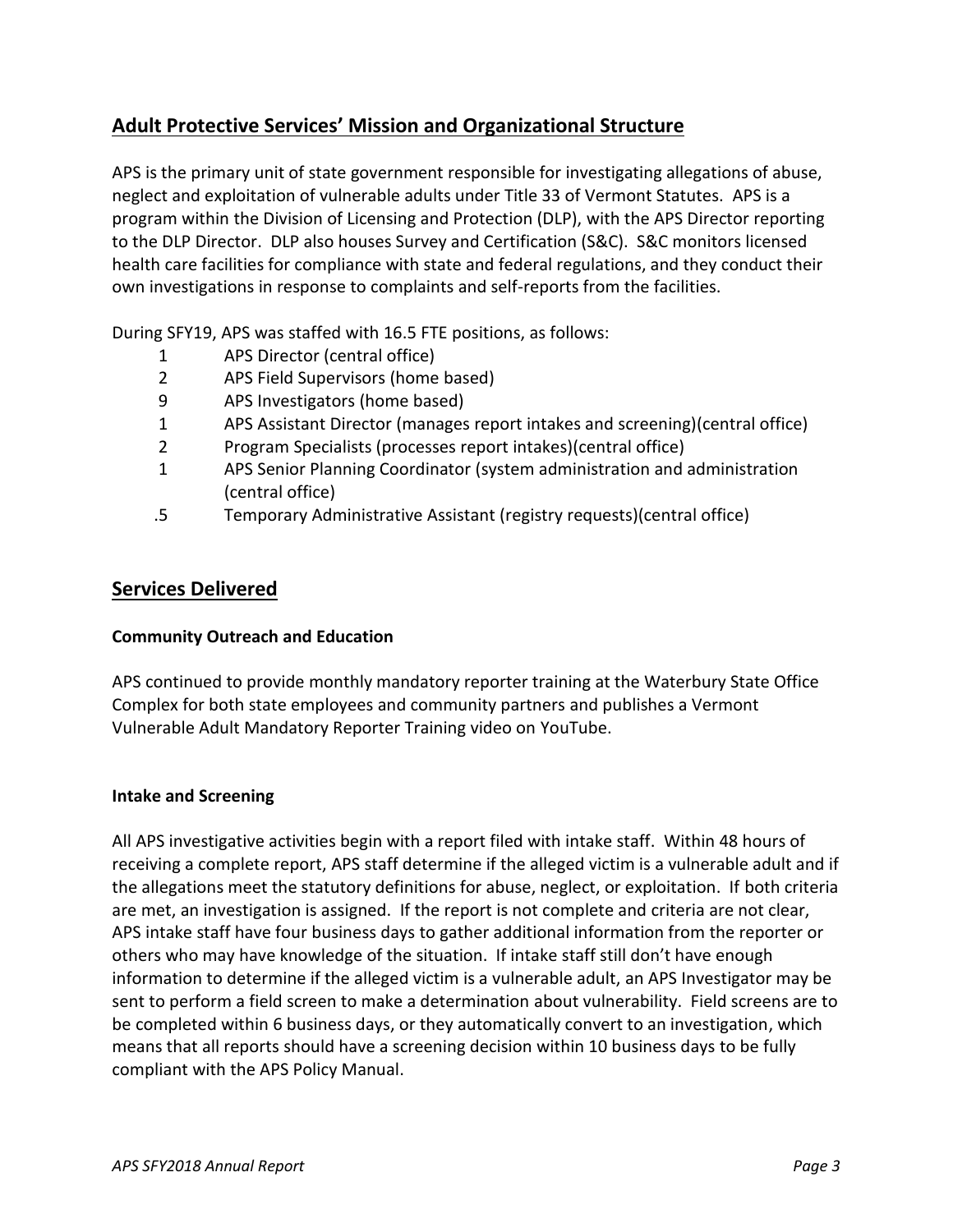## Adult Protective Services' Mission and Organizational Structure

APS is the primary unit of state government responsible for investigating allegations of abuse, neglect and exploitation of vulnerable adults under Title 33 of Vermont Statutes. APS is a program within the Division of Licensing and Protection (DLP), with the APS Director reporting to the DLP Director. DLP also houses Survey and Certification (S&C). S&C monitors licensed health care facilities for compliance with state and federal regulations, and they conduct their own investigations in response to complaints and self-reports from the facilities.

During SFY19, APS was staffed with 16.5 FTE positions, as follows:

| | |
|---|---|
| 1 | APS Director (central office) |
| 2 | APS Field Supervisors (home based) |
| 9 | APS Investigators (home based) |
| 1 | APS Assistant Director (manages report intakes and screening)(central office) |
| 2 | Program Specialists (processes report intakes)(central office) |
| 1 | APS Senior Planning Coordinator (system administration and administration (central office) |
| .5 | Temporary Administrative Assistant (registry requests)(central office) |

## Services Delivered

### Community Outreach and Education

APS continued to provide monthly mandatory reporter training at the Waterbury State Office Complex for both state employees and community partners and publishes a Vermont Vulnerable Adult Mandatory Reporter Training video on YouTube.

### Intake and Screening

All APS investigative activities begin with a report filed with intake staff. Within 48 hours of receiving a complete report, APS staff determine if the alleged victim is a vulnerable adult and if the allegations meet the statutory definitions for abuse, neglect, or exploitation. If both criteria are met, an investigation is assigned. If the report is not complete and criteria are not clear, APS intake staff have four business days to gather additional information from the reporter or others who may have knowledge of the situation. If intake staff still don't have enough information to determine if the alleged victim is a vulnerable adult, an APS Investigator may be sent to perform a field screen to make a determination about vulnerability. Field screens are to be completed within 6 business days, or they automatically convert to an investigation, which means that all reports should have a screening decision within 10 business days to be fully compliant with the APS Policy Manual.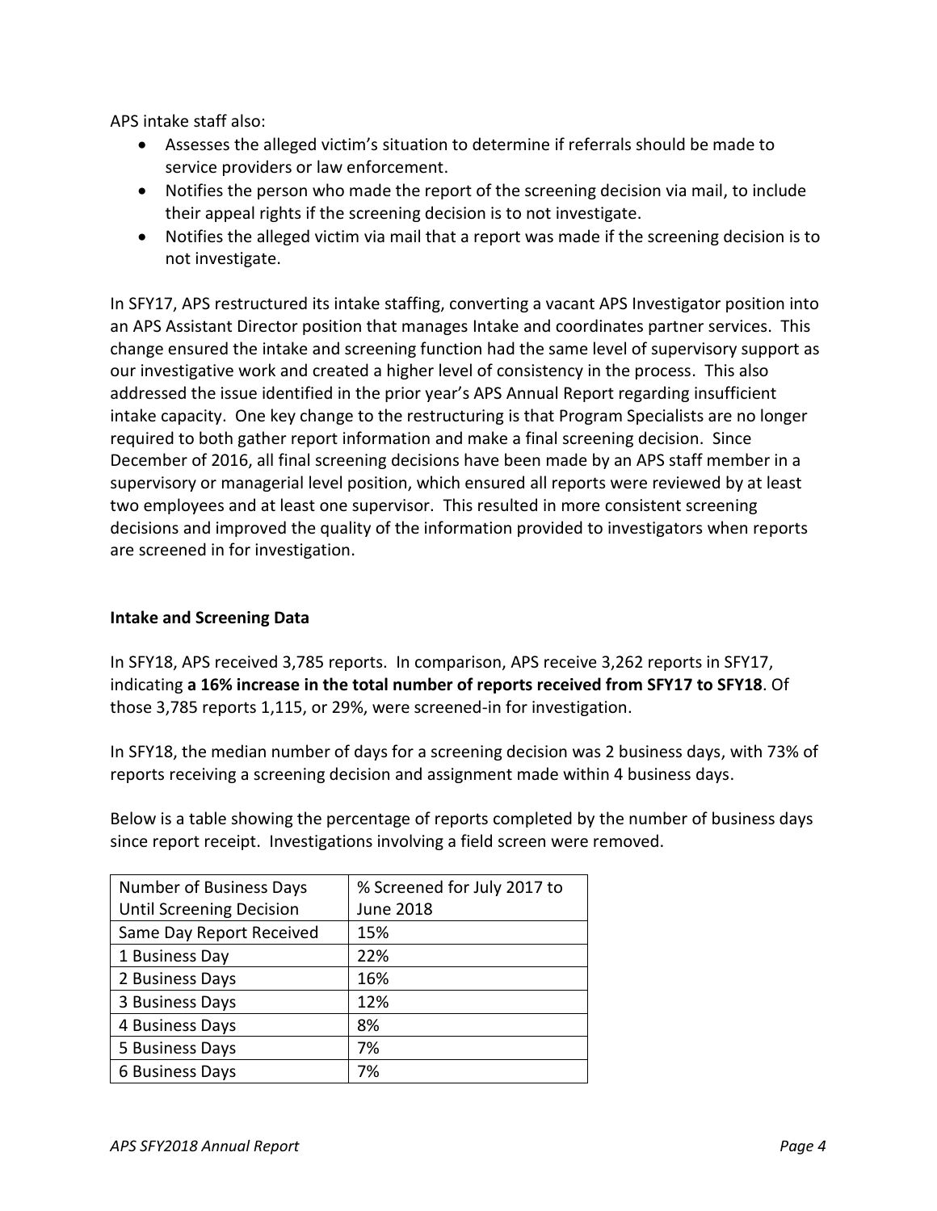APS intake staff also:

- Assesses the alleged victim's situation to determine if referrals should be made to service providers or law enforcement.
- Notifies the person who made the report of the screening decision via mail, to include their appeal rights if the screening decision is to not investigate.
- Notifies the alleged victim via mail that a report was made if the screening decision is to not investigate.

In SFY17, APS restructured its intake staffing, converting a vacant APS Investigator position into an APS Assistant Director position that manages Intake and coordinates partner services. This change ensured the intake and screening function had the same level of supervisory support as our investigative work and created a higher level of consistency in the process. This also addressed the issue identified in the prior year's APS Annual Report regarding insufficient intake capacity. One key change to the restructuring is that Program Specialists are no longer required to both gather report information and make a final screening decision. Since December of 2016, all final screening decisions have been made by an APS staff member in a supervisory or managerial level position, which ensured all reports were reviewed by at least two employees and at least one supervisor. This resulted in more consistent screening decisions and improved the quality of the information provided to investigators when reports are screened in for investigation.

**Intake and Screening Data**

In SFY18, APS received 3,785 reports. In comparison, APS receive 3,262 reports in SFY17, indicating **a 16% increase in the total number of reports received from SFY17 to SFY18**. Of those 3,785 reports 1,115, or 29%, were screened-in for investigation.

In SFY18, the median number of days for a screening decision was 2 business days, with 73% of reports receiving a screening decision and assignment made within 4 business days.

Below is a table showing the percentage of reports completed by the number of business days since report receipt. Investigations involving a field screen were removed.

| Number of Business Days Until Screening Decision | % Screened for July 2017 to June 2018 |
|---|---|
| Same Day Report Received | 15% |
| 1 Business Day | 22% |
| 2 Business Days | 16% |
| 3 Business Days | 12% |
| 4 Business Days | 8% |
| 5 Business Days | 7% |
| 6 Business Days | 7% |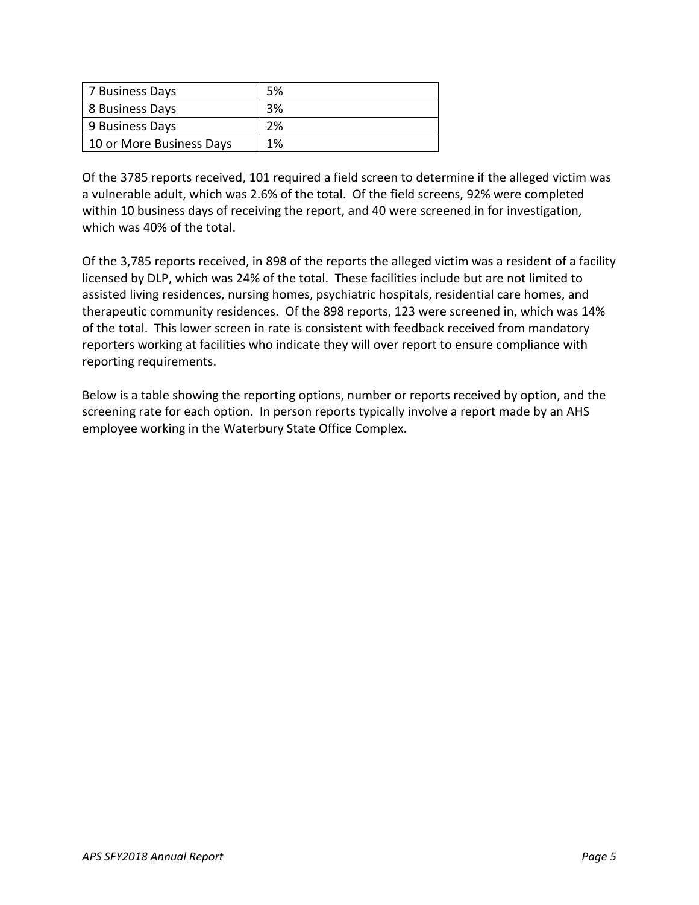| 7 Business Days | 5% |
|---|---|
| 8 Business Days | 3% |
| 9 Business Days | 2% |
| 10 or More Business Days | 1% |

Of the 3785 reports received, 101 required a field screen to determine if the alleged victim was a vulnerable adult, which was 2.6% of the total. Of the field screens, 92% were completed within 10 business days of receiving the report, and 40 were screened in for investigation, which was 40% of the total.

Of the 3,785 reports received, in 898 of the reports the alleged victim was a resident of a facility licensed by DLP, which was 24% of the total. These facilities include but are not limited to assisted living residences, nursing homes, psychiatric hospitals, residential care homes, and therapeutic community residences. Of the 898 reports, 123 were screened in, which was 14% of the total. This lower screen in rate is consistent with feedback received from mandatory reporters working at facilities who indicate they will over report to ensure compliance with reporting requirements.

Below is a table showing the reporting options, number or reports received by option, and the screening rate for each option. In person reports typically involve a report made by an AHS employee working in the Waterbury State Office Complex.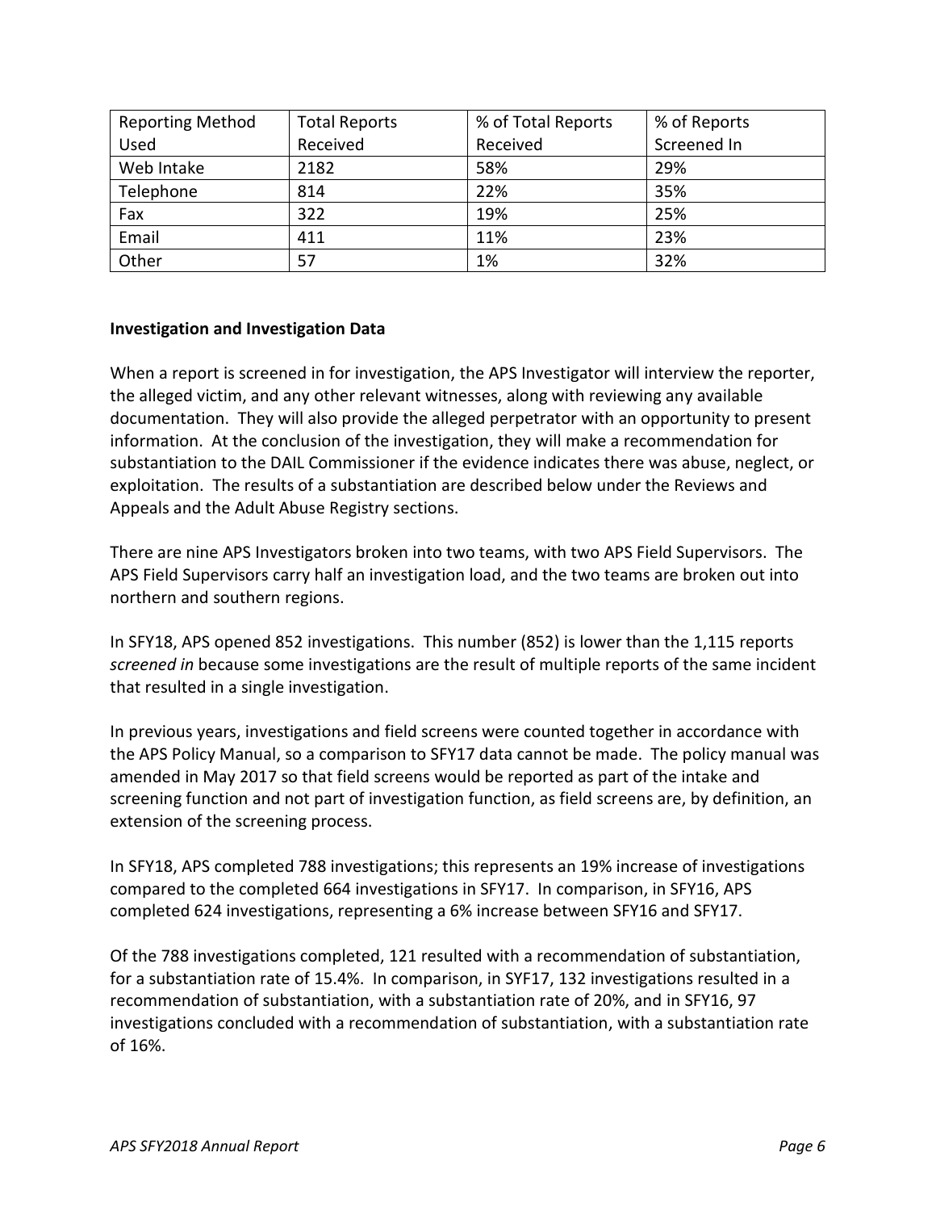| Reporting Method Used | Total Reports Received | % of Total Reports Received | % of Reports Screened In |
|---|---|---|---|
| Web Intake | 2182 | 58% | 29% |
| Telephone | 814 | 22% | 35% |
| Fax | 322 | 19% | 25% |
| Email | 411 | 11% | 23% |
| Other | 57 | 1% | 32% |

**Investigation and Investigation Data**

When a report is screened in for investigation, the APS Investigator will interview the reporter, the alleged victim, and any other relevant witnesses, along with reviewing any available documentation. They will also provide the alleged perpetrator with an opportunity to present information. At the conclusion of the investigation, they will make a recommendation for substantiation to the DAIL Commissioner if the evidence indicates there was abuse, neglect, or exploitation. The results of a substantiation are described below under the Reviews and Appeals and the Adult Abuse Registry sections.

There are nine APS Investigators broken into two teams, with two APS Field Supervisors. The APS Field Supervisors carry half an investigation load, and the two teams are broken out into northern and southern regions.

In SFY18, APS opened 852 investigations. This number (852) is lower than the 1,115 reports *screened in* because some investigations are the result of multiple reports of the same incident that resulted in a single investigation.

In previous years, investigations and field screens were counted together in accordance with the APS Policy Manual, so a comparison to SFY17 data cannot be made. The policy manual was amended in May 2017 so that field screens would be reported as part of the intake and screening function and not part of investigation function, as field screens are, by definition, an extension of the screening process.

In SFY18, APS completed 788 investigations; this represents an 19% increase of investigations compared to the completed 664 investigations in SFY17. In comparison, in SFY16, APS completed 624 investigations, representing a 6% increase between SFY16 and SFY17.

Of the 788 investigations completed, 121 resulted with a recommendation of substantiation, for a substantiation rate of 15.4%. In comparison, in SYF17, 132 investigations resulted in a recommendation of substantiation, with a substantiation rate of 20%, and in SFY16, 97 investigations concluded with a recommendation of substantiation, with a substantiation rate of 16%.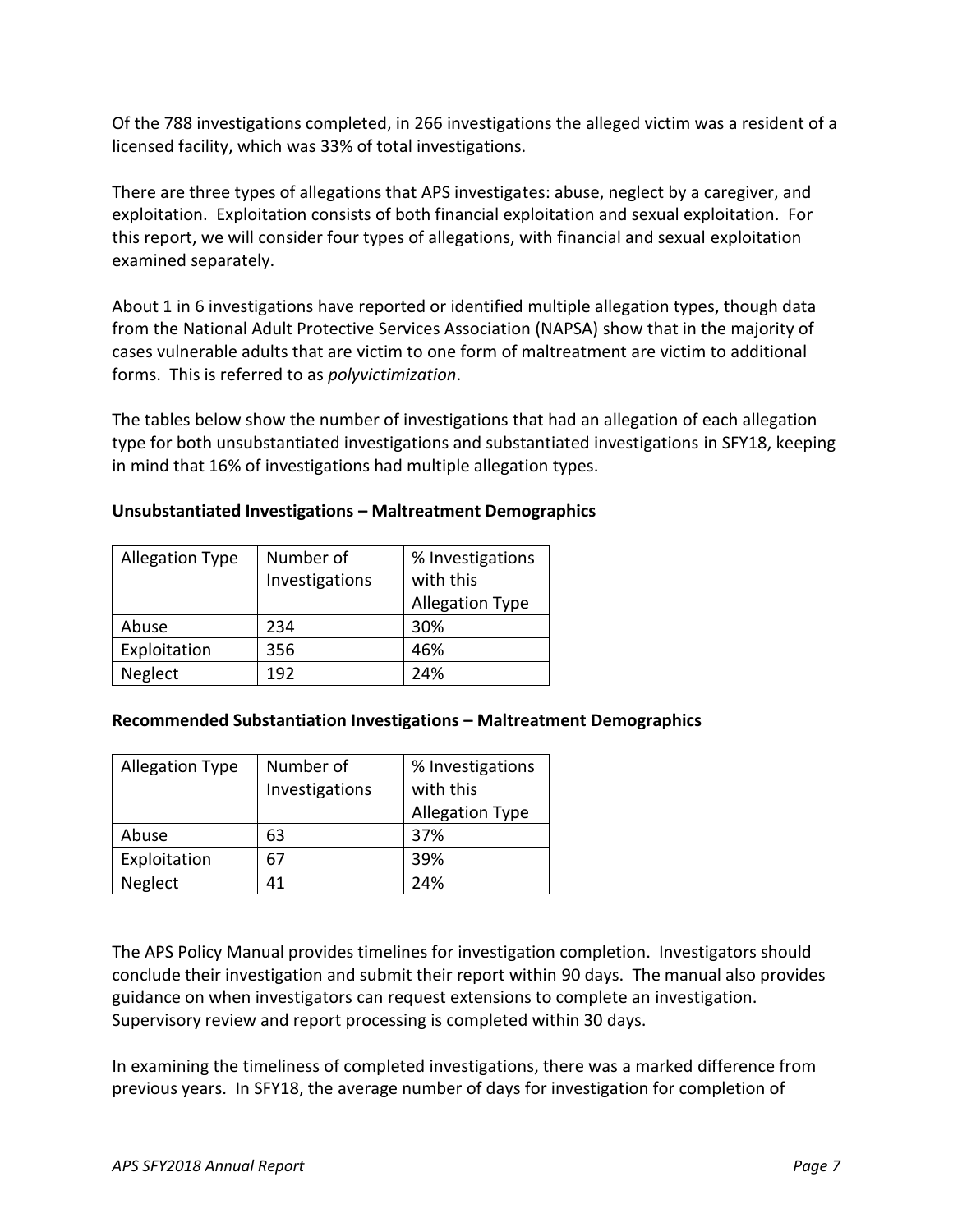Of the 788 investigations completed, in 266 investigations the alleged victim was a resident of a licensed facility, which was 33% of total investigations.

There are three types of allegations that APS investigates: abuse, neglect by a caregiver, and exploitation. Exploitation consists of both financial exploitation and sexual exploitation. For this report, we will consider four types of allegations, with financial and sexual exploitation examined separately.

About 1 in 6 investigations have reported or identified multiple allegation types, though data from the National Adult Protective Services Association (NAPSA) show that in the majority of cases vulnerable adults that are victim to one form of maltreatment are victim to additional forms. This is referred to as *polyvictimization*.

The tables below show the number of investigations that had an allegation of each allegation type for both unsubstantiated investigations and substantiated investigations in SFY18, keeping in mind that 16% of investigations had multiple allegation types.

**Unsubstantiated Investigations – Maltreatment Demographics**

| Allegation Type | Number of Investigations | % Investigations with this Allegation Type |
|---|---|---|
| Abuse | 234 | 30% |
| Exploitation | 356 | 46% |
| Neglect | 192 | 24% |

**Recommended Substantiation Investigations – Maltreatment Demographics**

| Allegation Type | Number of Investigations | % Investigations with this Allegation Type |
|---|---|---|
| Abuse | 63 | 37% |
| Exploitation | 67 | 39% |
| Neglect | 41 | 24% |

The APS Policy Manual provides timelines for investigation completion. Investigators should conclude their investigation and submit their report within 90 days. The manual also provides guidance on when investigators can request extensions to complete an investigation. Supervisory review and report processing is completed within 30 days.

In examining the timeliness of completed investigations, there was a marked difference from previous years. In SFY18, the average number of days for investigation for completion of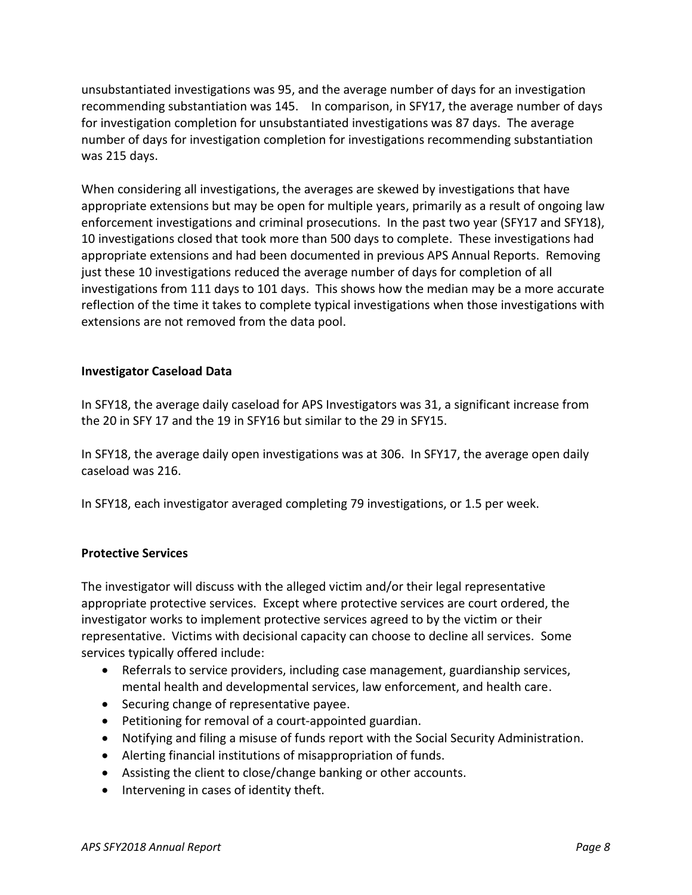unsubstantiated investigations was 95, and the average number of days for an investigation recommending substantiation was 145. In comparison, in SFY17, the average number of days for investigation completion for unsubstantiated investigations was 87 days. The average number of days for investigation completion for investigations recommending substantiation was 215 days.

When considering all investigations, the averages are skewed by investigations that have appropriate extensions but may be open for multiple years, primarily as a result of ongoing law enforcement investigations and criminal prosecutions. In the past two year (SFY17 and SFY18), 10 investigations closed that took more than 500 days to complete. These investigations had appropriate extensions and had been documented in previous APS Annual Reports. Removing just these 10 investigations reduced the average number of days for completion of all investigations from 111 days to 101 days. This shows how the median may be a more accurate reflection of the time it takes to complete typical investigations when those investigations with extensions are not removed from the data pool.

**Investigator Caseload Data**

In SFY18, the average daily caseload for APS Investigators was 31, a significant increase from the 20 in SFY 17 and the 19 in SFY16 but similar to the 29 in SFY15.

In SFY18, the average daily open investigations was at 306. In SFY17, the average open daily caseload was 216.

In SFY18, each investigator averaged completing 79 investigations, or 1.5 per week.

**Protective Services**

The investigator will discuss with the alleged victim and/or their legal representative appropriate protective services. Except where protective services are court ordered, the investigator works to implement protective services agreed to by the victim or their representative. Victims with decisional capacity can choose to decline all services. Some services typically offered include:

- Referrals to service providers, including case management, guardianship services, mental health and developmental services, law enforcement, and health care.
- Securing change of representative payee.
- Petitioning for removal of a court-appointed guardian.
- Notifying and filing a misuse of funds report with the Social Security Administration.
- Alerting financial institutions of misappropriation of funds.
- Assisting the client to close/change banking or other accounts.
- Intervening in cases of identity theft.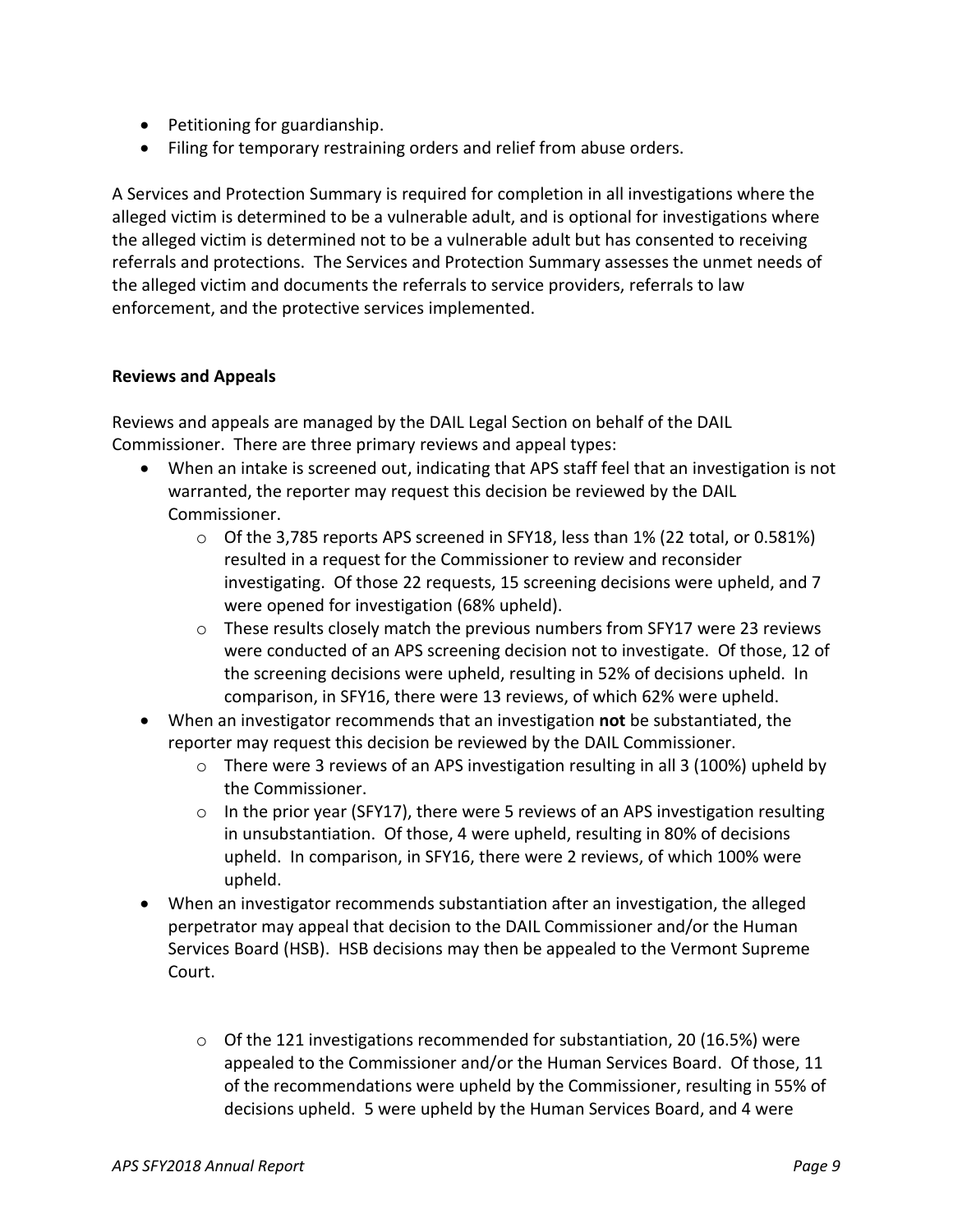- Petitioning for guardianship.
- Filing for temporary restraining orders and relief from abuse orders.

A Services and Protection Summary is required for completion in all investigations where the alleged victim is determined to be a vulnerable adult, and is optional for investigations where the alleged victim is determined not to be a vulnerable adult but has consented to receiving referrals and protections. The Services and Protection Summary assesses the unmet needs of the alleged victim and documents the referrals to service providers, referrals to law enforcement, and the protective services implemented.

**Reviews and Appeals**

Reviews and appeals are managed by the DAIL Legal Section on behalf of the DAIL Commissioner. There are three primary reviews and appeal types:

- When an intake is screened out, indicating that APS staff feel that an investigation is not warranted, the reporter may request this decision be reviewed by the DAIL Commissioner.
    - Of the 3,785 reports APS screened in SFY18, less than 1% (22 total, or 0.581%) resulted in a request for the Commissioner to review and reconsider investigating. Of those 22 requests, 15 screening decisions were upheld, and 7 were opened for investigation (68% upheld).
    - These results closely match the previous numbers from SFY17 were 23 reviews were conducted of an APS screening decision not to investigate. Of those, 12 of the screening decisions were upheld, resulting in 52% of decisions upheld. In comparison, in SFY16, there were 13 reviews, of which 62% were upheld.
- When an investigator recommends that an investigation **not** be substantiated, the reporter may request this decision be reviewed by the DAIL Commissioner.
    - There were 3 reviews of an APS investigation resulting in all 3 (100%) upheld by the Commissioner.
    - In the prior year (SFY17), there were 5 reviews of an APS investigation resulting in unsubstantiation. Of those, 4 were upheld, resulting in 80% of decisions upheld. In comparison, in SFY16, there were 2 reviews, of which 100% were upheld.
- When an investigator recommends substantiation after an investigation, the alleged perpetrator may appeal that decision to the DAIL Commissioner and/or the Human Services Board (HSB). HSB decisions may then be appealed to the Vermont Supreme Court.
    - Of the 121 investigations recommended for substantiation, 20 (16.5%) were appealed to the Commissioner and/or the Human Services Board. Of those, 11 of the recommendations were upheld by the Commissioner, resulting in 55% of decisions upheld. 5 were upheld by the Human Services Board, and 4 were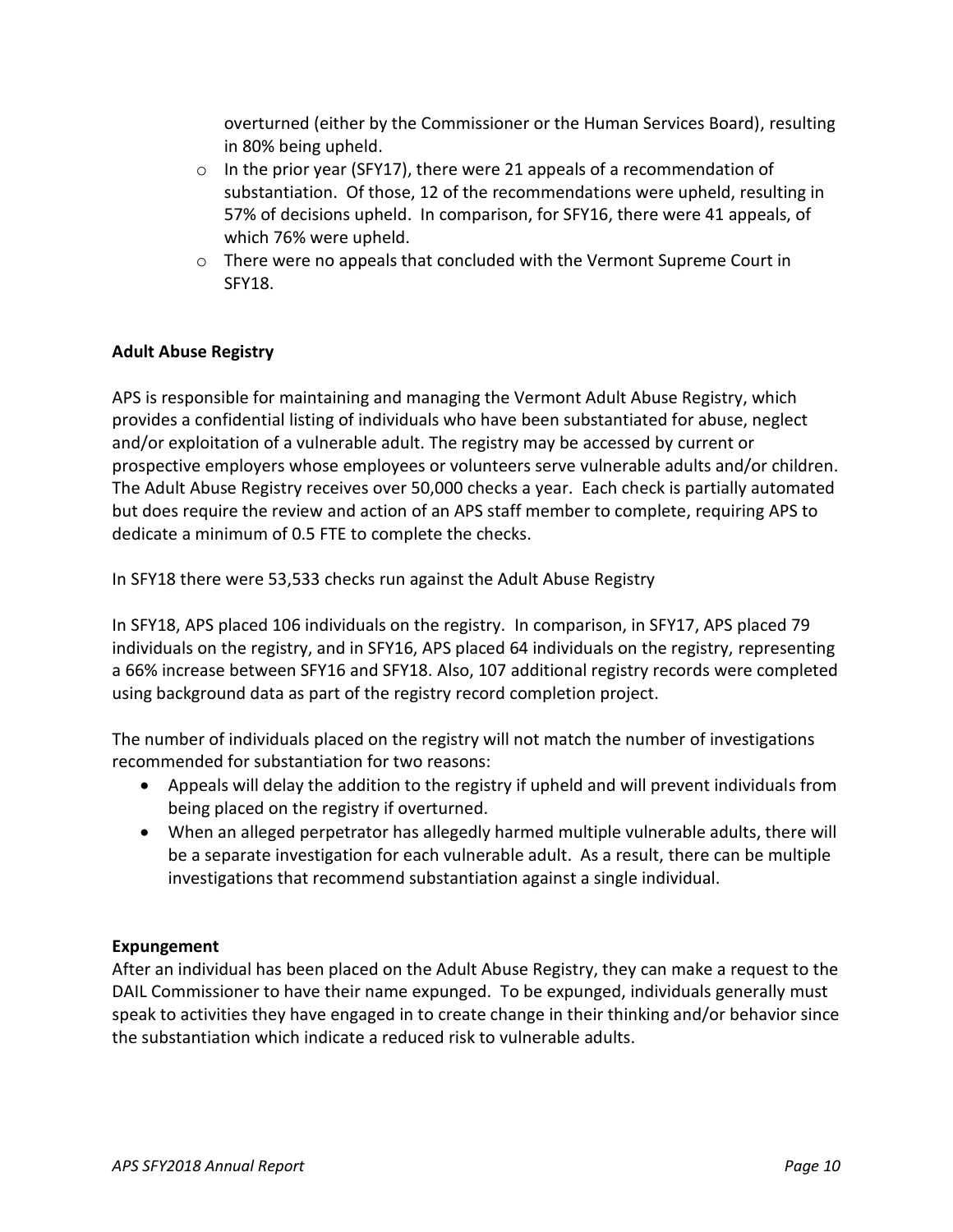overturned (either by the Commissioner or the Human Services Board), resulting in 80% being upheld.

- In the prior year (SFY17), there were 21 appeals of a recommendation of substantiation. Of those, 12 of the recommendations were upheld, resulting in 57% of decisions upheld. In comparison, for SFY16, there were 41 appeals, of which 76% were upheld.
- There were no appeals that concluded with the Vermont Supreme Court in SFY18.

**Adult Abuse Registry**

APS is responsible for maintaining and managing the Vermont Adult Abuse Registry, which provides a confidential listing of individuals who have been substantiated for abuse, neglect and/or exploitation of a vulnerable adult. The registry may be accessed by current or prospective employers whose employees or volunteers serve vulnerable adults and/or children. The Adult Abuse Registry receives over 50,000 checks a year. Each check is partially automated but does require the review and action of an APS staff member to complete, requiring APS to dedicate a minimum of 0.5 FTE to complete the checks.

In SFY18 there were 53,533 checks run against the Adult Abuse Registry

In SFY18, APS placed 106 individuals on the registry. In comparison, in SFY17, APS placed 79 individuals on the registry, and in SFY16, APS placed 64 individuals on the registry, representing a 66% increase between SFY16 and SFY18. Also, 107 additional registry records were completed using background data as part of the registry record completion project.

The number of individuals placed on the registry will not match the number of investigations recommended for substantiation for two reasons:

- Appeals will delay the addition to the registry if upheld and will prevent individuals from being placed on the registry if overturned.
- When an alleged perpetrator has allegedly harmed multiple vulnerable adults, there will be a separate investigation for each vulnerable adult. As a result, there can be multiple investigations that recommend substantiation against a single individual.

**Expungement**

After an individual has been placed on the Adult Abuse Registry, they can make a request to the DAIL Commissioner to have their name expunged. To be expunged, individuals generally must speak to activities they have engaged in to create change in their thinking and/or behavior since the substantiation which indicate a reduced risk to vulnerable adults.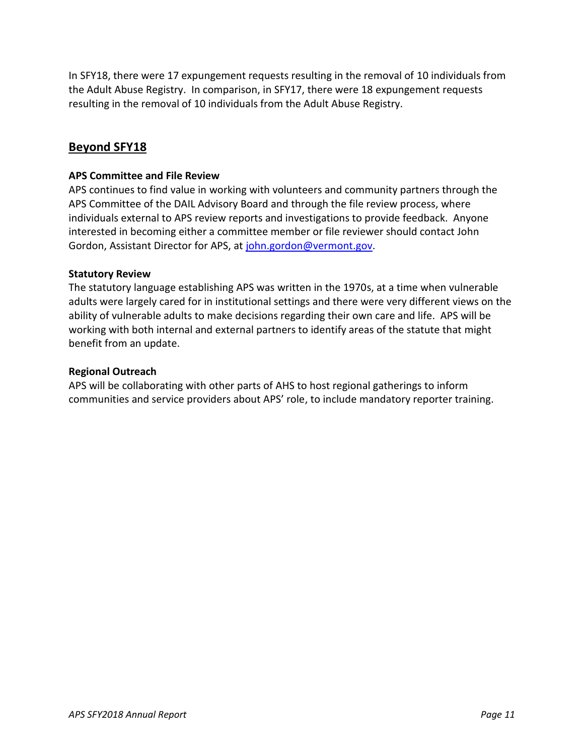In SFY18, there were 17 expungement requests resulting in the removal of 10 individuals from the Adult Abuse Registry. In comparison, in SFY17, there were 18 expungement requests resulting in the removal of 10 individuals from the Adult Abuse Registry.

## Beyond SFY18

**APS Committee and File Review**

APS continues to find value in working with volunteers and community partners through the APS Committee of the DAIL Advisory Board and through the file review process, where individuals external to APS review reports and investigations to provide feedback. Anyone interested in becoming either a committee member or file reviewer should contact John Gordon, Assistant Director for APS, at [john.gordon@vermont.gov](mailto:john.gordon@vermont.gov).

**Statutory Review**

The statutory language establishing APS was written in the 1970s, at a time when vulnerable adults were largely cared for in institutional settings and there were very different views on the ability of vulnerable adults to make decisions regarding their own care and life. APS will be working with both internal and external partners to identify areas of the statute that might benefit from an update.

**Regional Outreach**

APS will be collaborating with other parts of AHS to host regional gatherings to inform communities and service providers about APS' role, to include mandatory reporter training.